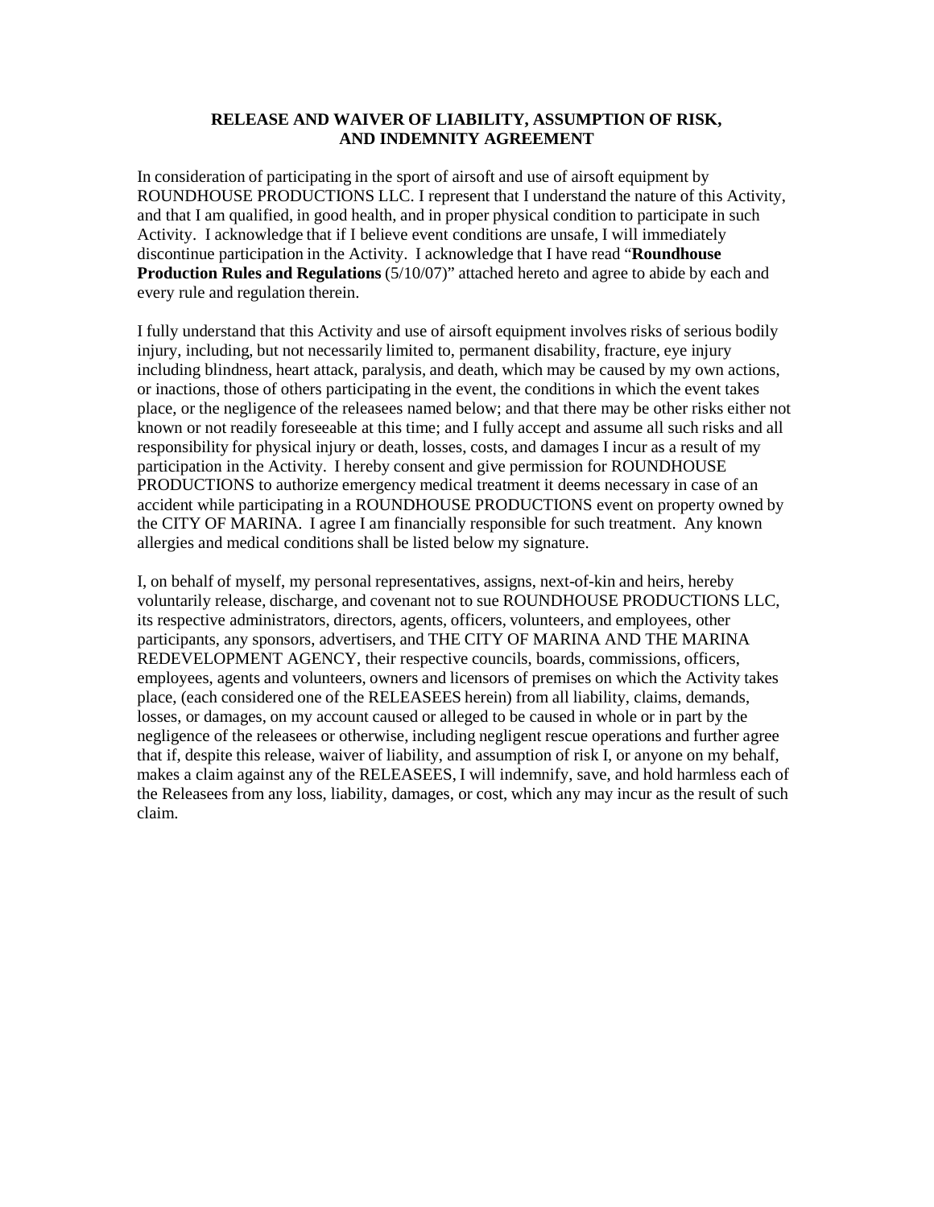# RELEASE AND WAIVER OF LIABILITY, ASSUMPTION OF RISK, AND INDEMNITY AGREEMENT

In consideration of participating in the sport of airsoft and use of airsoft equipment by ROUNDHOUSE PRODUCTIONS LLC. I represent that I understand the nature of this Activity, and that I am qualified, in good health, and in proper physical condition to participate in such Activity. I acknowledge that if I believe event conditions are unsafe, I will immediately discontinue participation in the Activity. I acknowledge that I have read "**Roundhouse Production Rules and Regulations** (5/10/07)" attached hereto and agree to abide by each and every rule and regulation therein.

I fully understand that this Activity and use of airsoft equipment involves risks of serious bodily injury, including, but not necessarily limited to, permanent disability, fracture, eye injury including blindness, heart attack, paralysis, and death, which may be caused by my own actions, or inactions, those of others participating in the event, the conditions in which the event takes place, or the negligence of the releasees named below; and that there may be other risks either not known or not readily foreseeable at this time; and I fully accept and assume all such risks and all responsibility for physical injury or death, losses, costs, and damages I incur as a result of my participation in the Activity. I hereby consent and give permission for ROUNDHOUSE PRODUCTIONS to authorize emergency medical treatment it deems necessary in case of an accident while participating in a ROUNDHOUSE PRODUCTIONS event on property owned by the CITY OF MARINA. I agree I am financially responsible for such treatment. Any known allergies and medical conditions shall be listed below my signature.

I, on behalf of myself, my personal representatives, assigns, next-of-kin and heirs, hereby voluntarily release, discharge, and covenant not to sue ROUNDHOUSE PRODUCTIONS LLC, its respective administrators, directors, agents, officers, volunteers, and employees, other participants, any sponsors, advertisers, and THE CITY OF MARINA AND THE MARINA REDEVELOPMENT AGENCY, their respective councils, boards, commissions, officers, employees, agents and volunteers, owners and licensors of premises on which the Activity takes place, (each considered one of the RELEASEES herein) from all liability, claims, demands, losses, or damages, on my account caused or alleged to be caused in whole or in part by the negligence of the releasees or otherwise, including negligent rescue operations and further agree that if, despite this release, waiver of liability, and assumption of risk I, or anyone on my behalf, makes a claim against any of the RELEASEES, I will indemnify, save, and hold harmless each of the Releasees from any loss, liability, damages, or cost, which any may incur as the result of such claim.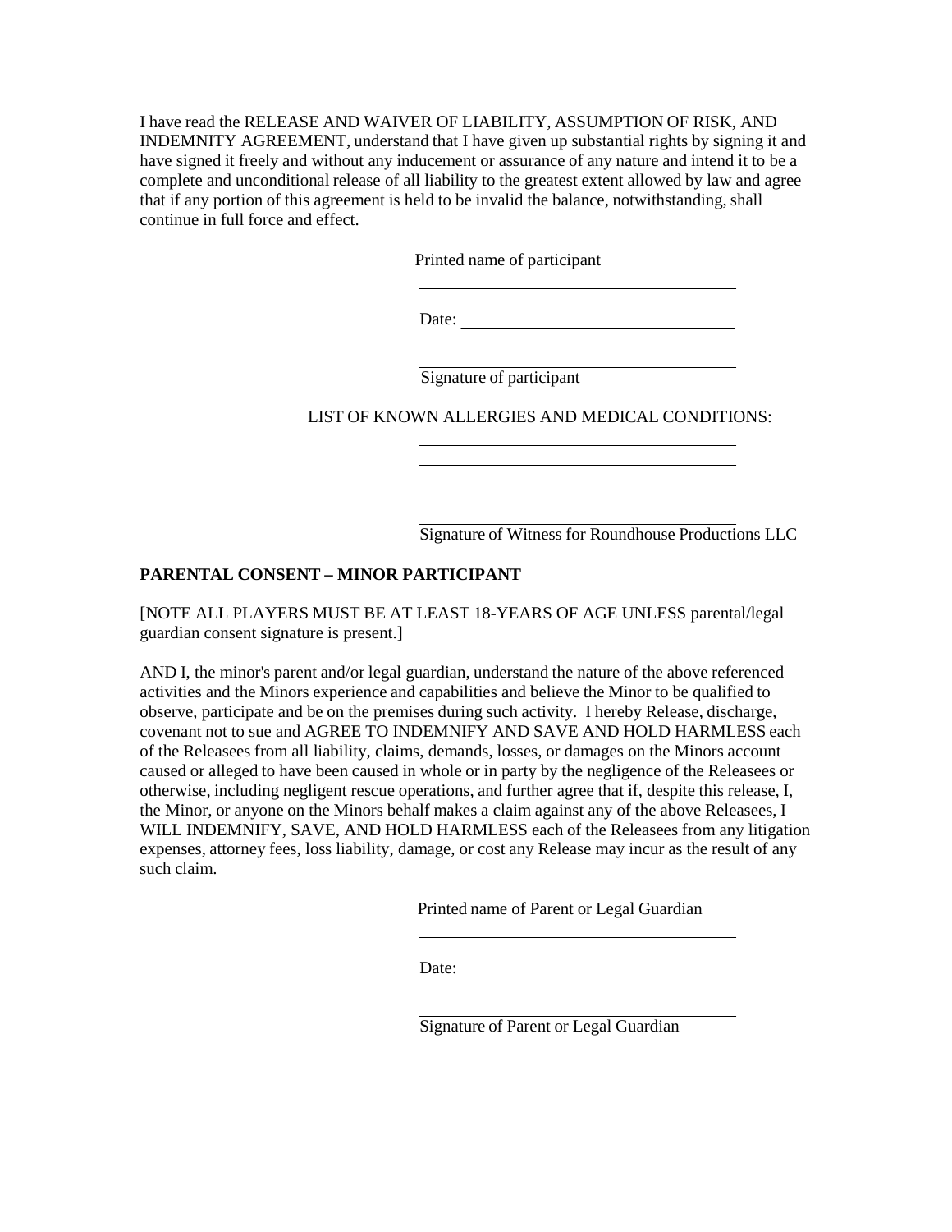I have read the RELEASE AND WAIVER OF LIABILITY, ASSUMPTION OF RISK, AND INDEMNITY AGREEMENT, understand that I have given up substantial rights by signing it and have signed it freely and without any inducement or assurance of any nature and intend it to be a complete and unconditional release of all liability to the greatest extent allowed by law and agree that if any portion of this agreement is held to be invalid the balance, notwithstanding, shall continue in full force and effect.

Printed name of participant

______________________________

Date: ______________________________

______________________________

Signature of participant

LIST OF KNOWN ALLERGIES AND MEDICAL CONDITIONS:

______________________________

______________________________

______________________________

______________________________

Signature of Witness for Roundhouse Productions LLC

**PARENTAL CONSENT – MINOR PARTICIPANT**

[NOTE ALL PLAYERS MUST BE AT LEAST 18-YEARS OF AGE UNLESS parental/legal guardian consent signature is present.]

AND I, the minor's parent and/or legal guardian, understand the nature of the above referenced activities and the Minors experience and capabilities and believe the Minor to be qualified to observe, participate and be on the premises during such activity. I hereby Release, discharge, covenant not to sue and AGREE TO INDEMNIFY AND SAVE AND HOLD HARMLESS each of the Releasees from all liability, claims, demands, losses, or damages on the Minors account caused or alleged to have been caused in whole or in party by the negligence of the Releasees or otherwise, including negligent rescue operations, and further agree that if, despite this release, I, the Minor, or anyone on the Minors behalf makes a claim against any of the above Releasees, I WILL INDEMNIFY, SAVE, AND HOLD HARMLESS each of the Releasees from any litigation expenses, attorney fees, loss liability, damage, or cost any Release may incur as the result of any such claim.

Printed name of Parent or Legal Guardian

______________________________

Date: ______________________________

______________________________

Signature of Parent or Legal Guardian